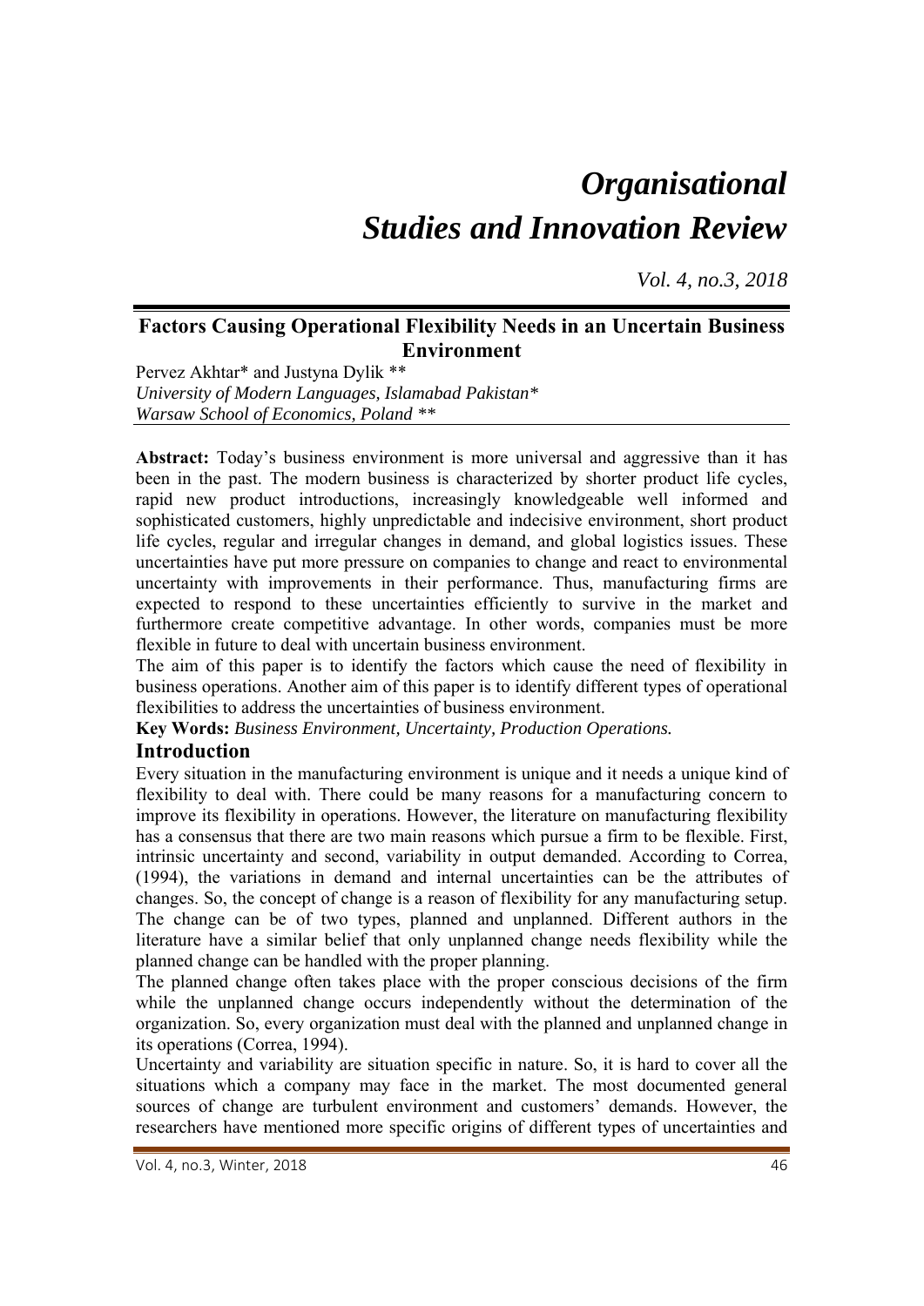# *Organisational Studies and Innovation Review*

*Vol. 4, no.3, 2018*

## Factors Causing Operational Flexibility Needs in an Uncertain Business Environment

Pervez Akhtar* and Justyna Dylik **
*University of Modern Languages, Islamabad Pakistan**
*Warsaw School of Economics, Poland ***

**Abstract:** Today's business environment is more universal and aggressive than it has been in the past. The modern business is characterized by shorter product life cycles, rapid new product introductions, increasingly knowledgeable well informed and sophisticated customers, highly unpredictable and indecisive environment, short product life cycles, regular and irregular changes in demand, and global logistics issues. These uncertainties have put more pressure on companies to change and react to environmental uncertainty with improvements in their performance. Thus, manufacturing firms are expected to respond to these uncertainties efficiently to survive in the market and furthermore create competitive advantage. In other words, companies must be more flexible in future to deal with uncertain business environment.

The aim of this paper is to identify the factors which cause the need of flexibility in business operations. Another aim of this paper is to identify different types of operational flexibilities to address the uncertainties of business environment.

**Key Words:** *Business Environment, Uncertainty, Production Operations.*

## Introduction

Every situation in the manufacturing environment is unique and it needs a unique kind of flexibility to deal with. There could be many reasons for a manufacturing concern to improve its flexibility in operations. However, the literature on manufacturing flexibility has a consensus that there are two main reasons which pursue a firm to be flexible. First, intrinsic uncertainty and second, variability in output demanded. According to Correa, (1994), the variations in demand and internal uncertainties can be the attributes of changes. So, the concept of change is a reason of flexibility for any manufacturing setup. The change can be of two types, planned and unplanned. Different authors in the literature have a similar belief that only unplanned change needs flexibility while the planned change can be handled with the proper planning.

The planned change often takes place with the proper conscious decisions of the firm while the unplanned change occurs independently without the determination of the organization. So, every organization must deal with the planned and unplanned change in its operations (Correa, 1994).

Uncertainty and variability are situation specific in nature. So, it is hard to cover all the situations which a company may face in the market. The most documented general sources of change are turbulent environment and customers' demands. However, the researchers have mentioned more specific origins of different types of uncertainties and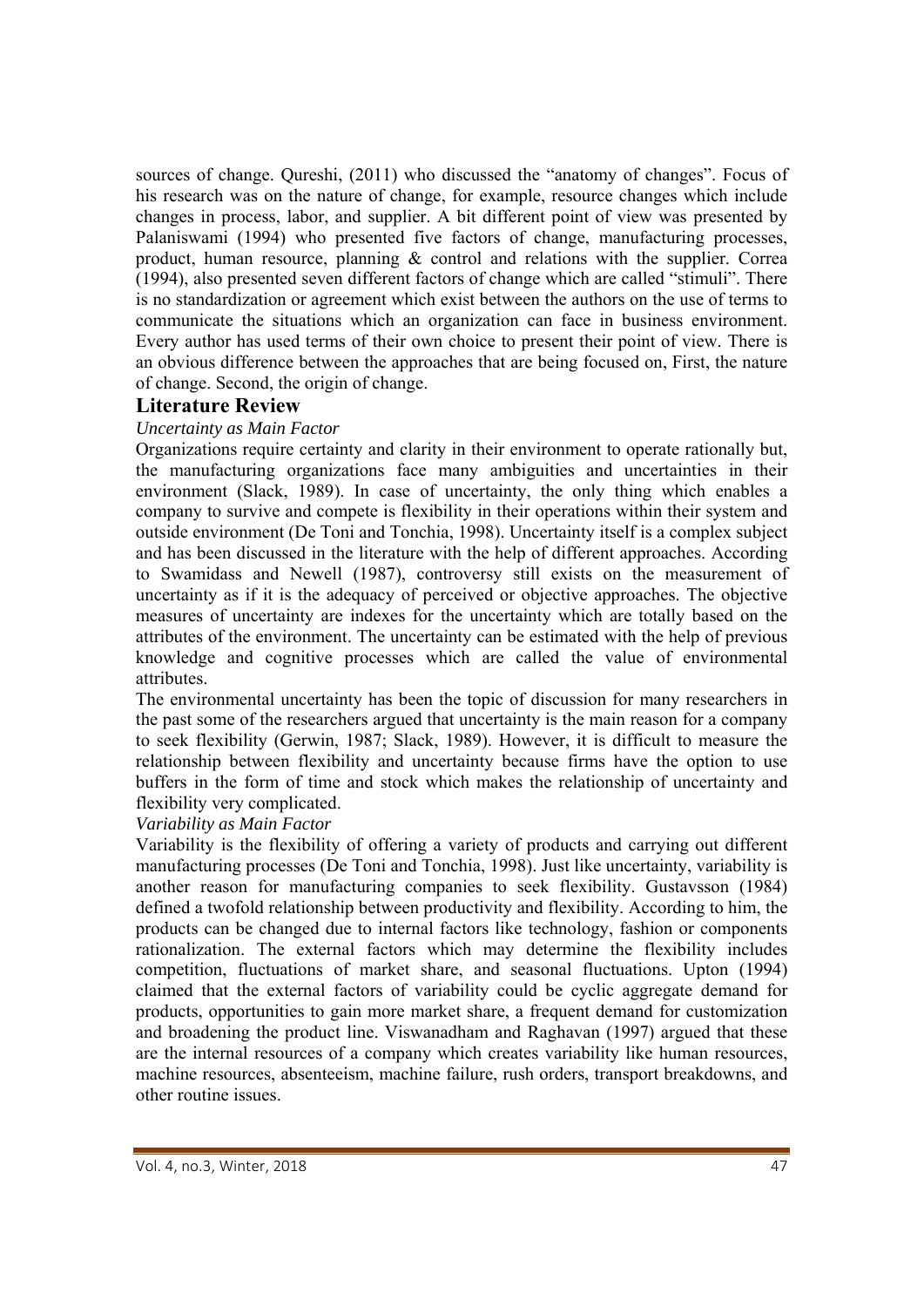sources of change. Qureshi, (2011) who discussed the "anatomy of changes". Focus of his research was on the nature of change, for example, resource changes which include changes in process, labor, and supplier. A bit different point of view was presented by Palaniswami (1994) who presented five factors of change, manufacturing processes, product, human resource, planning & control and relations with the supplier. Correa (1994), also presented seven different factors of change which are called "stimuli". There is no standardization or agreement which exist between the authors on the use of terms to communicate the situations which an organization can face in business environment. Every author has used terms of their own choice to present their point of view. There is an obvious difference between the approaches that are being focused on, First, the nature of change. Second, the origin of change.

## Literature Review

*Uncertainty as Main Factor*

Organizations require certainty and clarity in their environment to operate rationally but, the manufacturing organizations face many ambiguities and uncertainties in their environment (Slack, 1989). In case of uncertainty, the only thing which enables a company to survive and compete is flexibility in their operations within their system and outside environment (De Toni and Tonchia, 1998). Uncertainty itself is a complex subject and has been discussed in the literature with the help of different approaches. According to Swamidass and Newell (1987), controversy still exists on the measurement of uncertainty as if it is the adequacy of perceived or objective approaches. The objective measures of uncertainty are indexes for the uncertainty which are totally based on the attributes of the environment. The uncertainty can be estimated with the help of previous knowledge and cognitive processes which are called the value of environmental attributes.

The environmental uncertainty has been the topic of discussion for many researchers in the past some of the researchers argued that uncertainty is the main reason for a company to seek flexibility (Gerwin, 1987; Slack, 1989). However, it is difficult to measure the relationship between flexibility and uncertainty because firms have the option to use buffers in the form of time and stock which makes the relationship of uncertainty and flexibility very complicated.

*Variability as Main Factor*

Variability is the flexibility of offering a variety of products and carrying out different manufacturing processes (De Toni and Tonchia, 1998). Just like uncertainty, variability is another reason for manufacturing companies to seek flexibility. Gustavsson (1984) defined a twofold relationship between productivity and flexibility. According to him, the products can be changed due to internal factors like technology, fashion or components rationalization. The external factors which may determine the flexibility includes competition, fluctuations of market share, and seasonal fluctuations. Upton (1994) claimed that the external factors of variability could be cyclic aggregate demand for products, opportunities to gain more market share, a frequent demand for customization and broadening the product line. Viswanadham and Raghavan (1997) argued that these are the internal resources of a company which creates variability like human resources, machine resources, absenteeism, machine failure, rush orders, transport breakdowns, and other routine issues.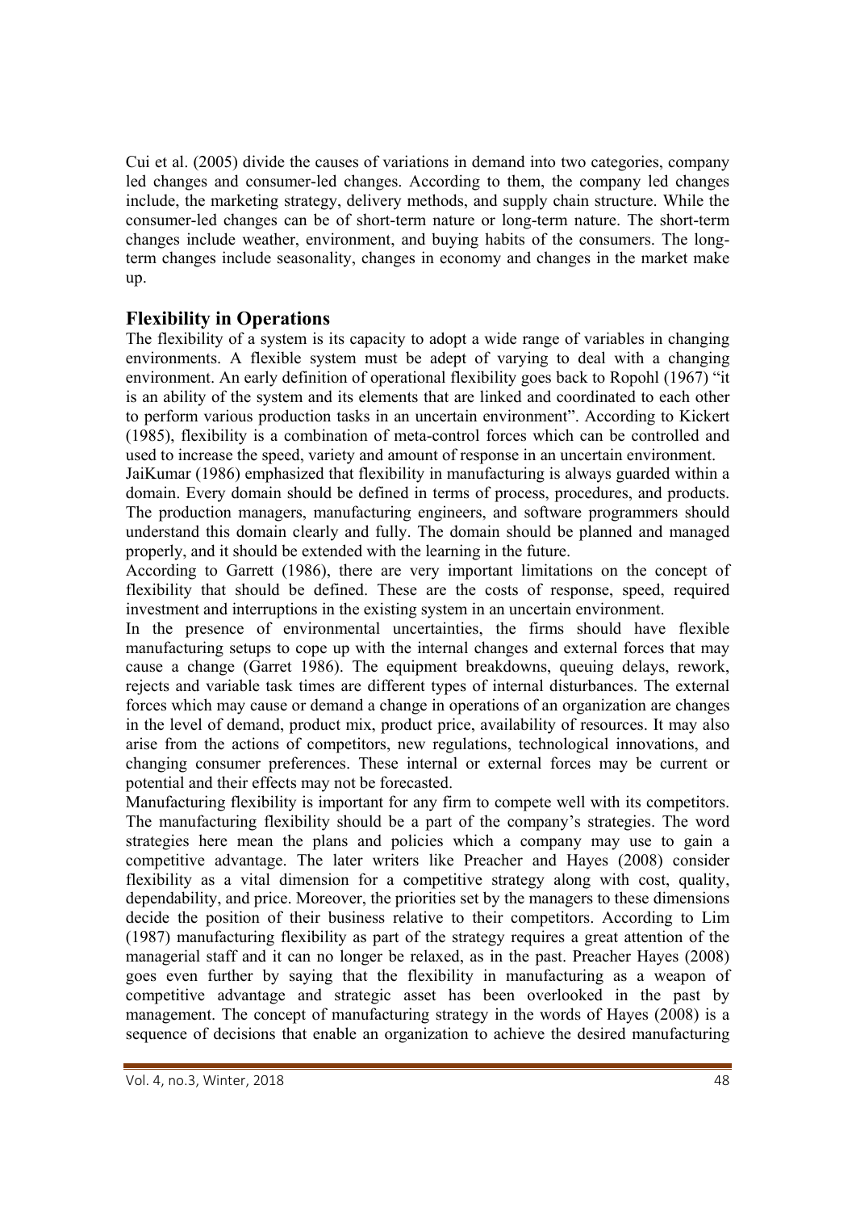Cui et al. (2005) divide the causes of variations in demand into two categories, company led changes and consumer-led changes. According to them, the company led changes include, the marketing strategy, delivery methods, and supply chain structure. While the consumer-led changes can be of short-term nature or long-term nature. The short-term changes include weather, environment, and buying habits of the consumers. The long-term changes include seasonality, changes in economy and changes in the market make up.

## Flexibility in Operations

The flexibility of a system is its capacity to adopt a wide range of variables in changing environments. A flexible system must be adept of varying to deal with a changing environment. An early definition of operational flexibility goes back to Ropohl (1967) "it is an ability of the system and its elements that are linked and coordinated to each other to perform various production tasks in an uncertain environment". According to Kickert (1985), flexibility is a combination of meta-control forces which can be controlled and used to increase the speed, variety and amount of response in an uncertain environment.

JaiKumar (1986) emphasized that flexibility in manufacturing is always guarded within a domain. Every domain should be defined in terms of process, procedures, and products. The production managers, manufacturing engineers, and software programmers should understand this domain clearly and fully. The domain should be planned and managed properly, and it should be extended with the learning in the future.

According to Garrett (1986), there are very important limitations on the concept of flexibility that should be defined. These are the costs of response, speed, required investment and interruptions in the existing system in an uncertain environment.

In the presence of environmental uncertainties, the firms should have flexible manufacturing setups to cope up with the internal changes and external forces that may cause a change (Garret 1986). The equipment breakdowns, queuing delays, rework, rejects and variable task times are different types of internal disturbances. The external forces which may cause or demand a change in operations of an organization are changes in the level of demand, product mix, product price, availability of resources. It may also arise from the actions of competitors, new regulations, technological innovations, and changing consumer preferences. These internal or external forces may be current or potential and their effects may not be forecasted.

Manufacturing flexibility is important for any firm to compete well with its competitors. The manufacturing flexibility should be a part of the company's strategies. The word strategies here mean the plans and policies which a company may use to gain a competitive advantage. The later writers like Preacher and Hayes (2008) consider flexibility as a vital dimension for a competitive strategy along with cost, quality, dependability, and price. Moreover, the priorities set by the managers to these dimensions decide the position of their business relative to their competitors. According to Lim (1987) manufacturing flexibility as part of the strategy requires a great attention of the managerial staff and it can no longer be relaxed, as in the past. Preacher Hayes (2008) goes even further by saying that the flexibility in manufacturing as a weapon of competitive advantage and strategic asset has been overlooked in the past by management. The concept of manufacturing strategy in the words of Hayes (2008) is a sequence of decisions that enable an organization to achieve the desired manufacturing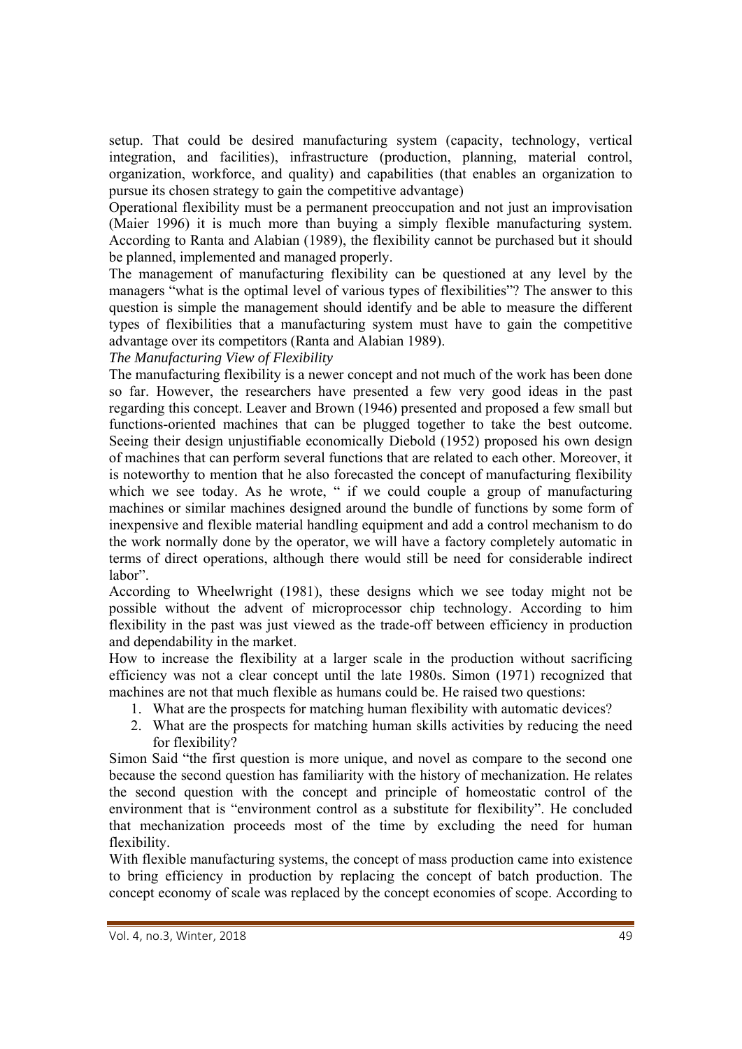setup. That could be desired manufacturing system (capacity, technology, vertical integration, and facilities), infrastructure (production, planning, material control, organization, workforce, and quality) and capabilities (that enables an organization to pursue its chosen strategy to gain the competitive advantage)

Operational flexibility must be a permanent preoccupation and not just an improvisation (Maier 1996) it is much more than buying a simply flexible manufacturing system. According to Ranta and Alabian (1989), the flexibility cannot be purchased but it should be planned, implemented and managed properly.

The management of manufacturing flexibility can be questioned at any level by the managers "what is the optimal level of various types of flexibilities"? The answer to this question is simple the management should identify and be able to measure the different types of flexibilities that a manufacturing system must have to gain the competitive advantage over its competitors (Ranta and Alabian 1989).

*The Manufacturing View of Flexibility*

The manufacturing flexibility is a newer concept and not much of the work has been done so far. However, the researchers have presented a few very good ideas in the past regarding this concept. Leaver and Brown (1946) presented and proposed a few small but functions-oriented machines that can be plugged together to take the best outcome. Seeing their design unjustifiable economically Diebold (1952) proposed his own design of machines that can perform several functions that are related to each other. Moreover, it is noteworthy to mention that he also forecasted the concept of manufacturing flexibility which we see today. As he wrote, " if we could couple a group of manufacturing machines or similar machines designed around the bundle of functions by some form of inexpensive and flexible material handling equipment and add a control mechanism to do the work normally done by the operator, we will have a factory completely automatic in terms of direct operations, although there would still be need for considerable indirect labor".

According to Wheelwright (1981), these designs which we see today might not be possible without the advent of microprocessor chip technology. According to him flexibility in the past was just viewed as the trade-off between efficiency in production and dependability in the market.

How to increase the flexibility at a larger scale in the production without sacrificing efficiency was not a clear concept until the late 1980s. Simon (1971) recognized that machines are not that much flexible as humans could be. He raised two questions:

1. What are the prospects for matching human flexibility with automatic devices?
2. What are the prospects for matching human skills activities by reducing the need for flexibility?

Simon Said "the first question is more unique, and novel as compare to the second one because the second question has familiarity with the history of mechanization. He relates the second question with the concept and principle of homeostatic control of the environment that is "environment control as a substitute for flexibility". He concluded that mechanization proceeds most of the time by excluding the need for human flexibility.

With flexible manufacturing systems, the concept of mass production came into existence to bring efficiency in production by replacing the concept of batch production. The concept economy of scale was replaced by the concept economies of scope. According to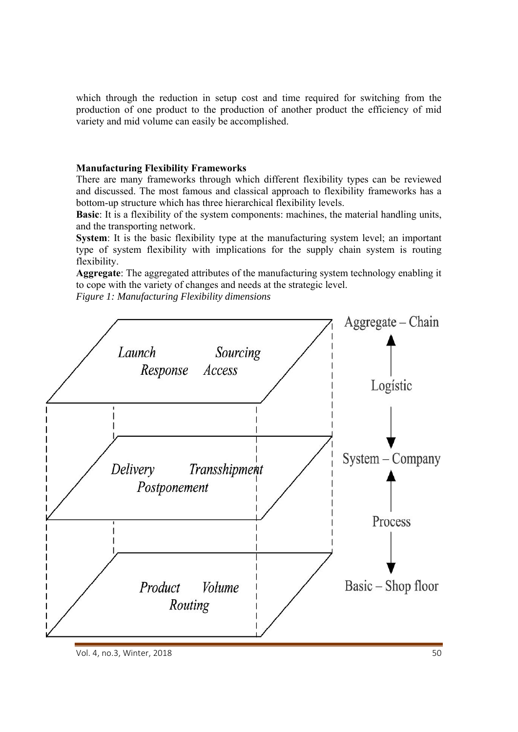which through the reduction in setup cost and time required for switching from the production of one product to the production of another product the efficiency of mid variety and mid volume can easily be accomplished.

**Manufacturing Flexibility Frameworks**

There are many frameworks through which different flexibility types can be reviewed and discussed. The most famous and classical approach to flexibility frameworks has a bottom-up structure which has three hierarchical flexibility levels.

**Basic**: It is a flexibility of the system components: machines, the material handling units, and the transporting network.

**System**: It is the basic flexibility type at the manufacturing system level; an important type of system flexibility with implications for the supply chain system is routing flexibility.

**Aggregate**: The aggregated attributes of the manufacturing system technology enabling it to cope with the variety of changes and needs at the strategic level.

*Figure 1: Manufacturing Flexibility dimensions*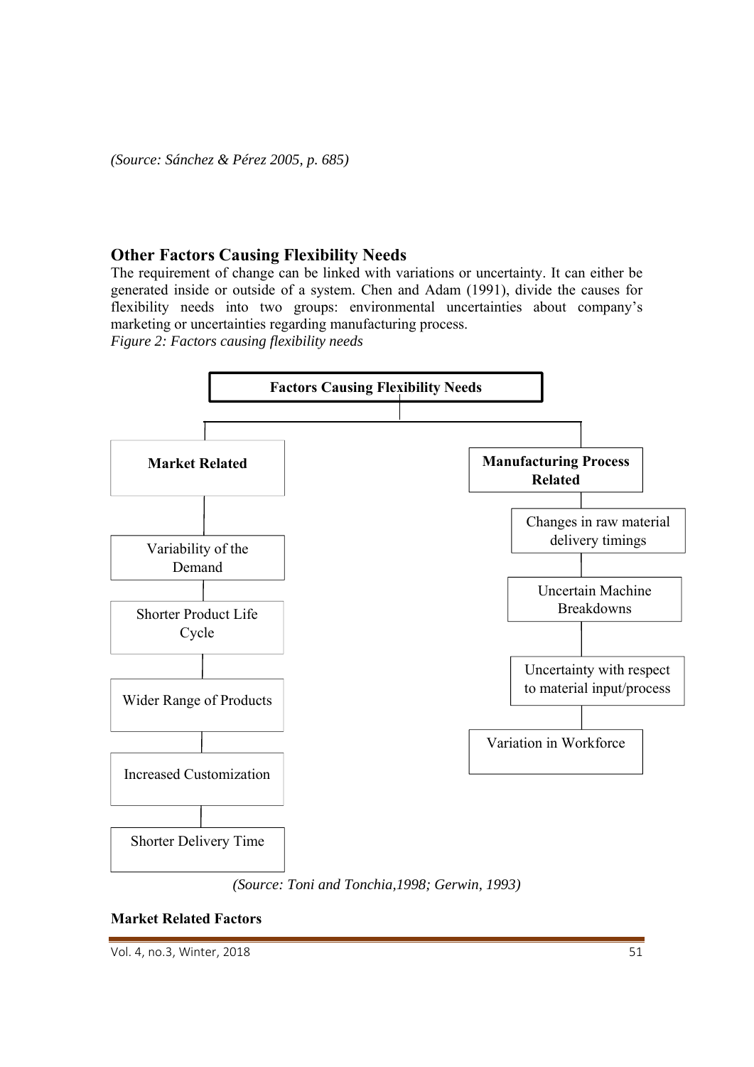*(Source: Sánchez & Pérez 2005, p. 685)*

## Other Factors Causing Flexibility Needs

The requirement of change can be linked with variations or uncertainty. It can either be generated inside or outside of a system. Chen and Adam (1991), divide the causes for flexibility needs into two groups: environmental uncertainties about company's marketing or uncertainties regarding manufacturing process.

*Figure 2: Factors causing flexibility needs*

**Factors Causing Flexibility Needs**

- **Market Related**
  - Variability of the Demand
  - Shorter Product Life Cycle
  - Wider Range of Products
  - Increased Customization
  - Shorter Delivery Time
- **Manufacturing Process Related**
  - Changes in raw material delivery timings
  - Uncertain Machine Breakdowns
  - Uncertainty with respect to material input/process
  - Variation in Workforce

*(Source: Toni and Tonchia,1998; Gerwin, 1993)*

### Market Related Factors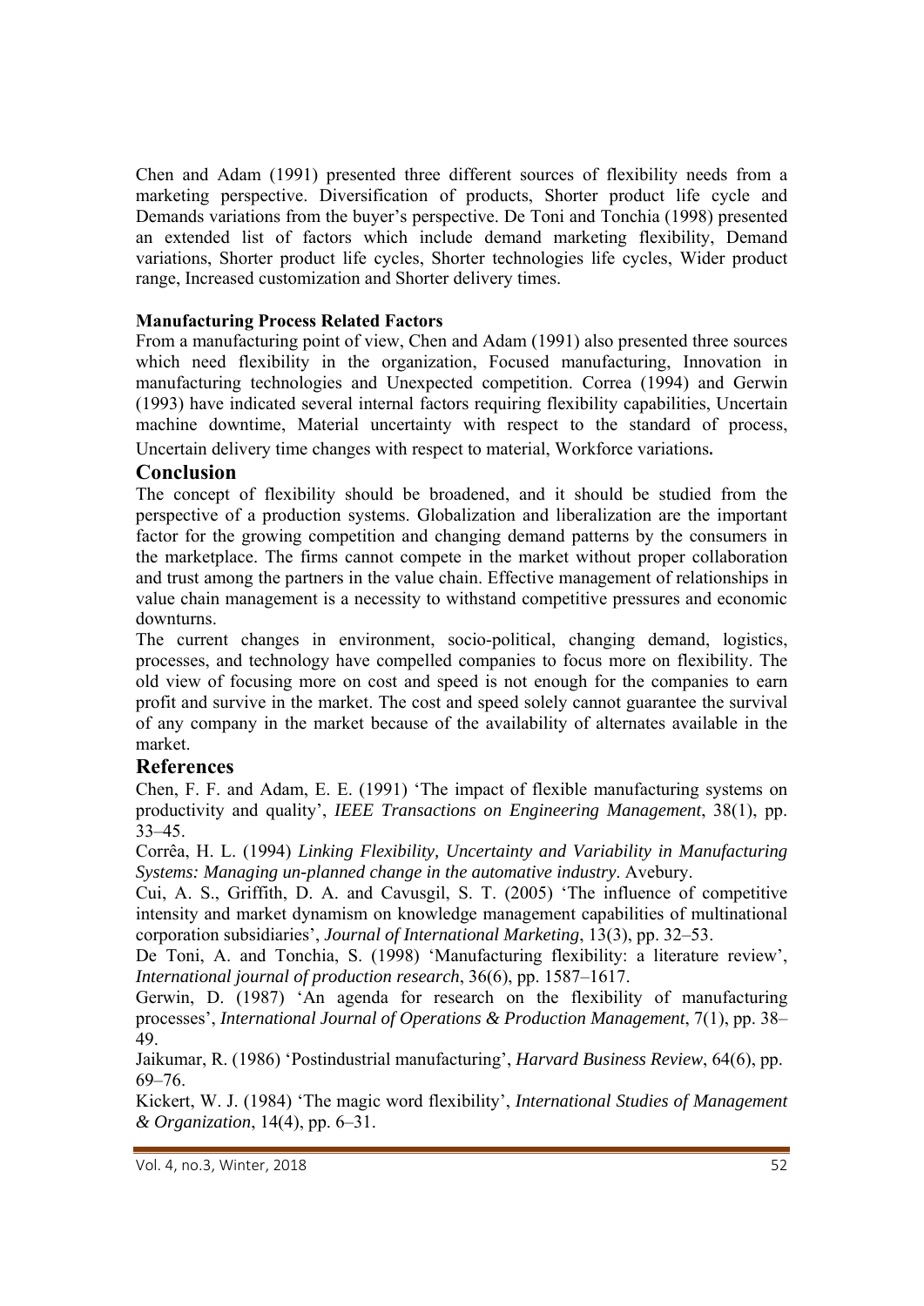Chen and Adam (1991) presented three different sources of flexibility needs from a marketing perspective. Diversification of products, Shorter product life cycle and Demands variations from the buyer's perspective. De Toni and Tonchia (1998) presented an extended list of factors which include demand marketing flexibility, Demand variations, Shorter product life cycles, Shorter technologies life cycles, Wider product range, Increased customization and Shorter delivery times.

**Manufacturing Process Related Factors**

From a manufacturing point of view, Chen and Adam (1991) also presented three sources which need flexibility in the organization, Focused manufacturing, Innovation in manufacturing technologies and Unexpected competition. Correa (1994) and Gerwin (1993) have indicated several internal factors requiring flexibility capabilities, Uncertain machine downtime, Material uncertainty with respect to the standard of process, Uncertain delivery time changes with respect to material, Workforce variations**.**

## Conclusion

The concept of flexibility should be broadened, and it should be studied from the perspective of a production systems. Globalization and liberalization are the important factor for the growing competition and changing demand patterns by the consumers in the marketplace. The firms cannot compete in the market without proper collaboration and trust among the partners in the value chain. Effective management of relationships in value chain management is a necessity to withstand competitive pressures and economic downturns.

The current changes in environment, socio-political, changing demand, logistics, processes, and technology have compelled companies to focus more on flexibility. The old view of focusing more on cost and speed is not enough for the companies to earn profit and survive in the market. The cost and speed solely cannot guarantee the survival of any company in the market because of the availability of alternates available in the market.

## References

Chen, F. F. and Adam, E. E. (1991) 'The impact of flexible manufacturing systems on productivity and quality', *IEEE Transactions on Engineering Management*, 38(1), pp. 33–45.

Corrêa, H. L. (1994) *Linking Flexibility, Uncertainty and Variability in Manufacturing Systems: Managing un-planned change in the automative industry*. Avebury.

Cui, A. S., Griffith, D. A. and Cavusgil, S. T. (2005) 'The influence of competitive intensity and market dynamism on knowledge management capabilities of multinational corporation subsidiaries', *Journal of International Marketing*, 13(3), pp. 32–53.

De Toni, A. and Tonchia, S. (1998) 'Manufacturing flexibility: a literature review', *International journal of production research*, 36(6), pp. 1587–1617.

Gerwin, D. (1987) 'An agenda for research on the flexibility of manufacturing processes', *International Journal of Operations & Production Management*, 7(1), pp. 38–49.

Jaikumar, R. (1986) 'Postindustrial manufacturing', *Harvard Business Review*, 64(6), pp. 69–76.

Kickert, W. J. (1984) 'The magic word flexibility', *International Studies of Management & Organization*, 14(4), pp. 6–31.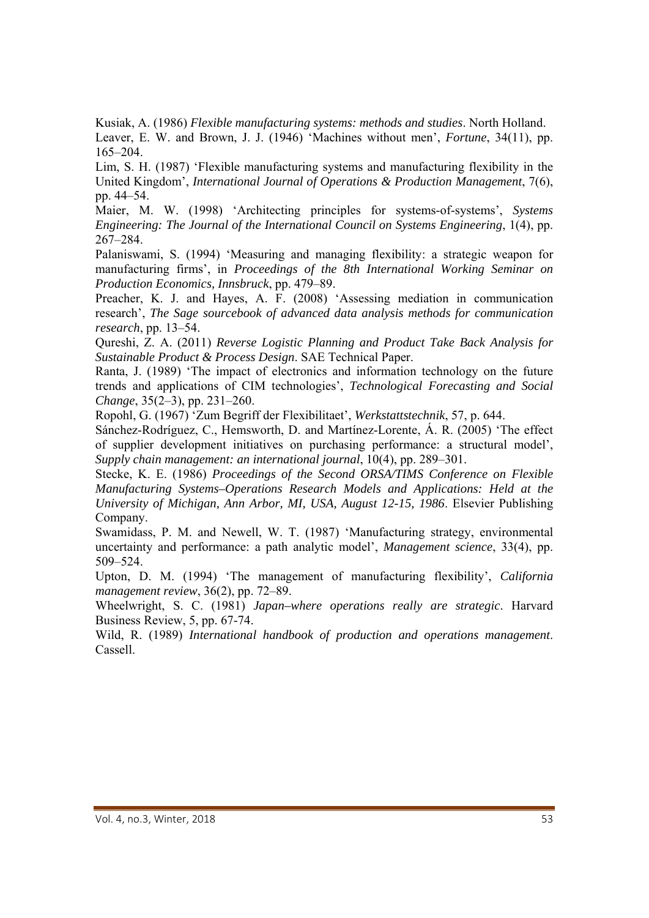Kusiak, A. (1986) *Flexible manufacturing systems: methods and studies*. North Holland.

Leaver, E. W. and Brown, J. J. (1946) 'Machines without men', *Fortune*, 34(11), pp. 165–204.

Lim, S. H. (1987) 'Flexible manufacturing systems and manufacturing flexibility in the United Kingdom', *International Journal of Operations & Production Management*, 7(6), pp. 44–54.

Maier, M. W. (1998) 'Architecting principles for systems-of-systems', *Systems Engineering: The Journal of the International Council on Systems Engineering*, 1(4), pp. 267–284.

Palaniswami, S. (1994) 'Measuring and managing flexibility: a strategic weapon for manufacturing firms', in *Proceedings of the 8th International Working Seminar on Production Economics, Innsbruck*, pp. 479–89.

Preacher, K. J. and Hayes, A. F. (2008) 'Assessing mediation in communication research', *The Sage sourcebook of advanced data analysis methods for communication research*, pp. 13–54.

Qureshi, Z. A. (2011) *Reverse Logistic Planning and Product Take Back Analysis for Sustainable Product & Process Design*. SAE Technical Paper.

Ranta, J. (1989) 'The impact of electronics and information technology on the future trends and applications of CIM technologies', *Technological Forecasting and Social Change*, 35(2–3), pp. 231–260.

Ropohl, G. (1967) 'Zum Begriff der Flexibilitaet', *Werkstattstechnik*, 57, p. 644.

Sánchez-Rodríguez, C., Hemsworth, D. and Martínez-Lorente, Á. R. (2005) 'The effect of supplier development initiatives on purchasing performance: a structural model', *Supply chain management: an international journal*, 10(4), pp. 289–301.

Stecke, K. E. (1986) *Proceedings of the Second ORSA/TIMS Conference on Flexible Manufacturing Systems–Operations Research Models and Applications: Held at the University of Michigan, Ann Arbor, MI, USA, August 12-15, 1986*. Elsevier Publishing Company.

Swamidass, P. M. and Newell, W. T. (1987) 'Manufacturing strategy, environmental uncertainty and performance: a path analytic model', *Management science*, 33(4), pp. 509–524.

Upton, D. M. (1994) 'The management of manufacturing flexibility', *California management review*, 36(2), pp. 72–89.

Wheelwright, S. C. (1981) *Japan–where operations really are strategic*. Harvard Business Review, 5, pp. 67-74.

Wild, R. (1989) *International handbook of production and operations management*. Cassell.